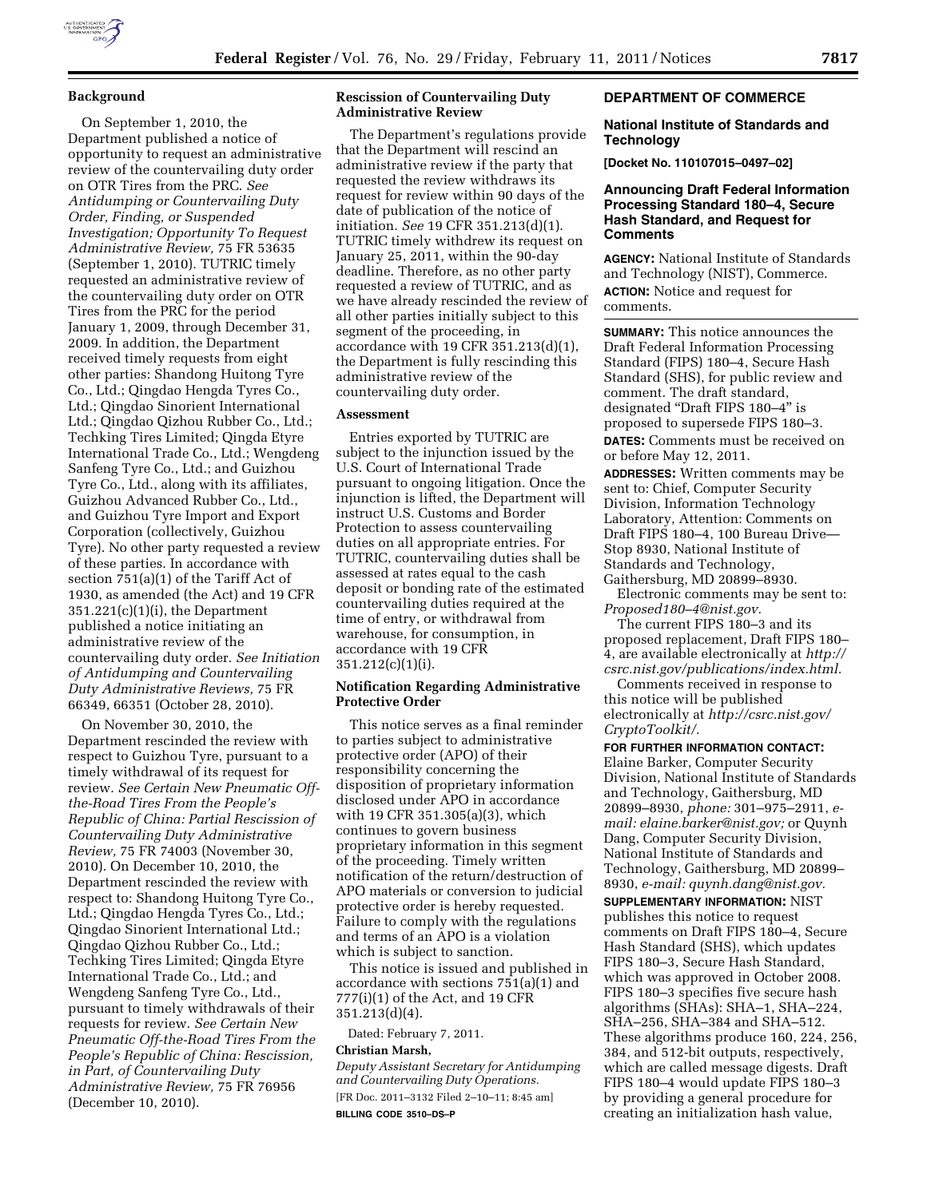## Background

On September 1, 2010, the Department published a notice of opportunity to request an administrative review of the countervailing duty order on OTR Tires from the PRC. *See Antidumping or Countervailing Duty Order, Finding, or Suspended Investigation; Opportunity To Request Administrative Review,* 75 FR 53635 (September 1, 2010). TUTRIC timely requested an administrative review of the countervailing duty order on OTR Tires from the PRC for the period January 1, 2009, through December 31, 2009. In addition, the Department received timely requests from eight other parties: Shandong Huitong Tyre Co., Ltd.; Qingdao Hengda Tyres Co., Ltd.; Qingdao Sinorient International Ltd.; Qingdao Qizhou Rubber Co., Ltd.; Techking Tires Limited; Qingda Etyre International Trade Co., Ltd.; Wengdeng Sanfeng Tyre Co., Ltd.; and Guizhou Tyre Co., Ltd., along with its affiliates, Guizhou Advanced Rubber Co., Ltd., and Guizhou Tyre Import and Export Corporation (collectively, Guizhou Tyre). No other party requested a review of these parties. In accordance with section 751(a)(1) of the Tariff Act of 1930, as amended (the Act) and 19 CFR 351.221(c)(1)(i), the Department published a notice initiating an administrative review of the countervailing duty order. *See Initiation of Antidumping and Countervailing Duty Administrative Reviews,* 75 FR 66349, 66351 (October 28, 2010).

On November 30, 2010, the Department rescinded the review with respect to Guizhou Tyre, pursuant to a timely withdrawal of its request for review. *See Certain New Pneumatic Off-the-Road Tires From the People's Republic of China: Partial Rescission of Countervailing Duty Administrative Review,* 75 FR 74003 (November 30, 2010). On December 10, 2010, the Department rescinded the review with respect to: Shandong Huitong Tyre Co., Ltd.; Qingdao Hengda Tyres Co., Ltd.; Qingdao Sinorient International Ltd.; Qingdao Qizhou Rubber Co., Ltd.; Techking Tires Limited; Qingda Etyre International Trade Co., Ltd.; and Wengdeng Sanfeng Tyre Co., Ltd., pursuant to timely withdrawals of their requests for review. *See Certain New Pneumatic Off-the-Road Tires From the People's Republic of China: Rescission, in Part, of Countervailing Duty Administrative Review,* 75 FR 76956 (December 10, 2010).

## Rescission of Countervailing Duty Administrative Review

The Department's regulations provide that the Department will rescind an administrative review if the party that requested the review withdraws its request for review within 90 days of the date of publication of the notice of initiation. *See* 19 CFR 351.213(d)(1). TUTRIC timely withdrew its request on January 25, 2011, within the 90-day deadline. Therefore, as no other party requested a review of TUTRIC, and as we have already rescinded the review of all other parties initially subject to this segment of the proceeding, in accordance with 19 CFR 351.213(d)(1), the Department is fully rescinding this administrative review of the countervailing duty order.

## Assessment

Entries exported by TUTRIC are subject to the injunction issued by the U.S. Court of International Trade pursuant to ongoing litigation. Once the injunction is lifted, the Department will instruct U.S. Customs and Border Protection to assess countervailing duties on all appropriate entries. For TUTRIC, countervailing duties shall be assessed at rates equal to the cash deposit or bonding rate of the estimated countervailing duties required at the time of entry, or withdrawal from warehouse, for consumption, in accordance with 19 CFR 351.212(c)(1)(i).

## Notification Regarding Administrative Protective Order

This notice serves as a final reminder to parties subject to administrative protective order (APO) of their responsibility concerning the disposition of proprietary information disclosed under APO in accordance with 19 CFR 351.305(a)(3), which continues to govern business proprietary information in this segment of the proceeding. Timely written notification of the return/destruction of APO materials or conversion to judicial protective order is hereby requested. Failure to comply with the regulations and terms of an APO is a violation which is subject to sanction.

This notice is issued and published in accordance with sections 751(a)(1) and 777(i)(1) of the Act, and 19 CFR 351.213(d)(4).

Dated: February 7, 2011.

**Christian Marsh,**

*Deputy Assistant Secretary for Antidumping and Countervailing Duty Operations.*

[FR Doc. 2011–3132 Filed 2–10–11; 8:45 am]

**BILLING CODE 3510–DS–P**

## DEPARTMENT OF COMMERCE

### National Institute of Standards and Technology

**[Docket No. 110107015–0497–02]**

### Announcing Draft Federal Information Processing Standard 180–4, Secure Hash Standard, and Request for Comments

**AGENCY:** National Institute of Standards and Technology (NIST), Commerce.

**ACTION:** Notice and request for comments.

**SUMMARY:** This notice announces the Draft Federal Information Processing Standard (FIPS) 180–4, Secure Hash Standard (SHS), for public review and comment. The draft standard, designated "Draft FIPS 180–4" is proposed to supersede FIPS 180–3.

**DATES:** Comments must be received on or before May 12, 2011.

**ADDRESSES:** Written comments may be sent to: Chief, Computer Security Division, Information Technology Laboratory, Attention: Comments on Draft FIPS 180–4, 100 Bureau Drive—Stop 8930, National Institute of Standards and Technology, Gaithersburg, MD 20899–8930.

Electronic comments may be sent to: *Proposed180–4@nist.gov.*

The current FIPS 180–3 and its proposed replacement, Draft FIPS 180–4, are available electronically at *http://csrc.nist.gov/publications/index.html.*

Comments received in response to this notice will be published electronically at *http://csrc.nist.gov/CryptoToolkit/.*

**FOR FURTHER INFORMATION CONTACT:** Elaine Barker, Computer Security Division, National Institute of Standards and Technology, Gaithersburg, MD 20899–8930, *phone:* 301–975–2911, *e-mail: elaine.barker@nist.gov;* or Quynh Dang, Computer Security Division, National Institute of Standards and Technology, Gaithersburg, MD 20899–8930, *e-mail: quynh.dang@nist.gov.*

**SUPPLEMENTARY INFORMATION:** NIST publishes this notice to request comments on Draft FIPS 180–4, Secure Hash Standard (SHS), which updates FIPS 180–3, Secure Hash Standard, which was approved in October 2008. FIPS 180–3 specifies five secure hash algorithms (SHAs): SHA–1, SHA–224, SHA–256, SHA–384 and SHA–512. These algorithms produce 160, 224, 256, 384, and 512-bit outputs, respectively, which are called message digests. Draft FIPS 180–4 would update FIPS 180–3 by providing a general procedure for creating an initialization hash value,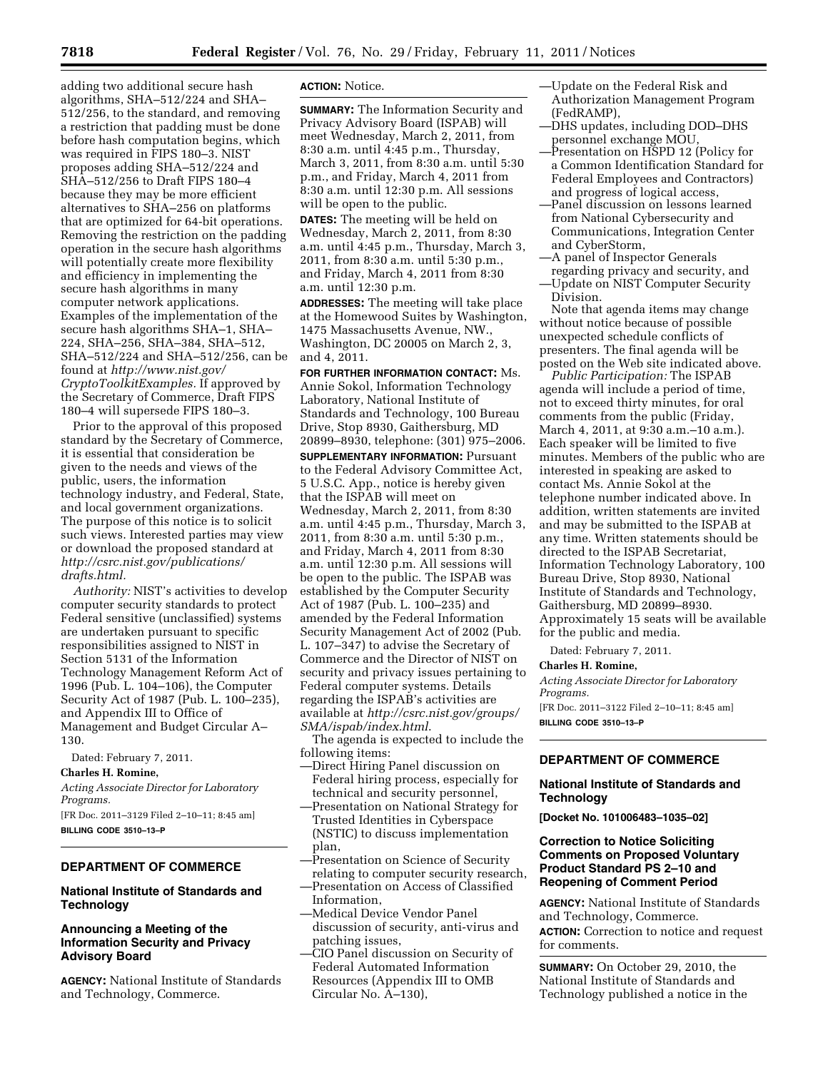adding two additional secure hash algorithms, SHA–512/224 and SHA–512/256, to the standard, and removing a restriction that padding must be done before hash computation begins, which was required in FIPS 180–3. NIST proposes adding SHA–512/224 and SHA–512/256 to Draft FIPS 180–4 because they may be more efficient alternatives to SHA–256 on platforms that are optimized for 64-bit operations. Removing the restriction on the padding operation in the secure hash algorithms will potentially create more flexibility and efficiency in implementing the secure hash algorithms in many computer network applications. Examples of the implementation of the secure hash algorithms SHA–1, SHA–224, SHA–256, SHA–384, SHA–512, SHA–512/224 and SHA–512/256, can be found at *http://www.nist.gov/CryptoToolkitExamples.* If approved by the Secretary of Commerce, Draft FIPS 180–4 will supersede FIPS 180–3.

Prior to the approval of this proposed standard by the Secretary of Commerce, it is essential that consideration be given to the needs and views of the public, users, the information technology industry, and Federal, State, and local government organizations. The purpose of this notice is to solicit such views. Interested parties may view or download the proposed standard at *http://csrc.nist.gov/publications/drafts.html.*

*Authority:* NIST's activities to develop computer security standards to protect Federal sensitive (unclassified) systems are undertaken pursuant to specific responsibilities assigned to NIST in Section 5131 of the Information Technology Management Reform Act of 1996 (Pub. L. 104–106), the Computer Security Act of 1987 (Pub. L. 100–235), and Appendix III to Office of Management and Budget Circular A–130.

Dated: February 7, 2011.

**Charles H. Romine,**

*Acting Associate Director for Laboratory Programs.*

[FR Doc. 2011–3129 Filed 2–10–11; 8:45 am]

**BILLING CODE 3510–13–P**

## DEPARTMENT OF COMMERCE

### National Institute of Standards and Technology

### Announcing a Meeting of the Information Security and Privacy Advisory Board

**AGENCY:** National Institute of Standards and Technology, Commerce.

**ACTION:** Notice.

**SUMMARY:** The Information Security and Privacy Advisory Board (ISPAB) will meet Wednesday, March 2, 2011, from 8:30 a.m. until 4:45 p.m., Thursday, March 3, 2011, from 8:30 a.m. until 5:30 p.m., and Friday, March 4, 2011 from 8:30 a.m. until 12:30 p.m. All sessions will be open to the public.

**DATES:** The meeting will be held on Wednesday, March 2, 2011, from 8:30 a.m. until 4:45 p.m., Thursday, March 3, 2011, from 8:30 a.m. until 5:30 p.m., and Friday, March 4, 2011 from 8:30 a.m. until 12:30 p.m.

**ADDRESSES:** The meeting will take place at the Homewood Suites by Washington, 1475 Massachusetts Avenue, NW., Washington, DC 20005 on March 2, 3, and 4, 2011.

**FOR FURTHER INFORMATION CONTACT:** Ms. Annie Sokol, Information Technology Laboratory, National Institute of Standards and Technology, 100 Bureau Drive, Stop 8930, Gaithersburg, MD 20899–8930, telephone: (301) 975–2006.

**SUPPLEMENTARY INFORMATION:** Pursuant to the Federal Advisory Committee Act, 5 U.S.C. App., notice is hereby given that the ISPAB will meet on Wednesday, March 2, 2011, from 8:30 a.m. until 4:45 p.m., Thursday, March 3, 2011, from 8:30 a.m. until 5:30 p.m., and Friday, March 4, 2011 from 8:30 a.m. until 12:30 p.m. All sessions will be open to the public. The ISPAB was established by the Computer Security Act of 1987 (Pub. L. 100–235) and amended by the Federal Information Security Management Act of 2002 (Pub. L. 107–347) to advise the Secretary of Commerce and the Director of NIST on security and privacy issues pertaining to Federal computer systems. Details regarding the ISPAB's activities are available at *http://csrc.nist.gov/groups/SMA/ispab/index.html.*

The agenda is expected to include the following items:

—Direct Hiring Panel discussion on Federal hiring process, especially for technical and security personnel,
—Presentation on National Strategy for Trusted Identities in Cyberspace (NSTIC) to discuss implementation plan,
—Presentation on Science of Security relating to computer security research,
—Presentation on Access of Classified Information,
—Medical Device Vendor Panel discussion of security, anti-virus and patching issues,
—CIO Panel discussion on Security of Federal Automated Information Resources (Appendix III to OMB Circular No. A–130),
—Update on the Federal Risk and Authorization Management Program (FedRAMP),
—DHS updates, including DOD–DHS personnel exchange MOU,
—Presentation on HSPD 12 (Policy for a Common Identification Standard for Federal Employees and Contractors) and progress of logical access,
—Panel discussion on lessons learned from National Cybersecurity and Communications, Integration Center and CyberStorm,
—A panel of Inspector Generals regarding privacy and security, and
—Update on NIST Computer Security Division.

Note that agenda items may change without notice because of possible unexpected schedule conflicts of presenters. The final agenda will be posted on the Web site indicated above.

*Public Participation:* The ISPAB agenda will include a period of time, not to exceed thirty minutes, for oral comments from the public (Friday, March 4, 2011, at 9:30 a.m.–10 a.m.). Each speaker will be limited to five minutes. Members of the public who are interested in speaking are asked to contact Ms. Annie Sokol at the telephone number indicated above. In addition, written statements are invited and may be submitted to the ISPAB at any time. Written statements should be directed to the ISPAB Secretariat, Information Technology Laboratory, 100 Bureau Drive, Stop 8930, National Institute of Standards and Technology, Gaithersburg, MD 20899–8930. Approximately 15 seats will be available for the public and media.

Dated: February 7, 2011.

**Charles H. Romine,**

*Acting Associate Director for Laboratory Programs.*

[FR Doc. 2011–3122 Filed 2–10–11; 8:45 am]

**BILLING CODE 3510–13–P**

## DEPARTMENT OF COMMERCE

### National Institute of Standards and Technology

**[Docket No. 101006483–1035–02]**

### Correction to Notice Soliciting Comments on Proposed Voluntary Product Standard PS 2–10 and Reopening of Comment Period

**AGENCY:** National Institute of Standards and Technology, Commerce.

**ACTION:** Correction to notice and request for comments.

**SUMMARY:** On October 29, 2010, the National Institute of Standards and Technology published a notice in the